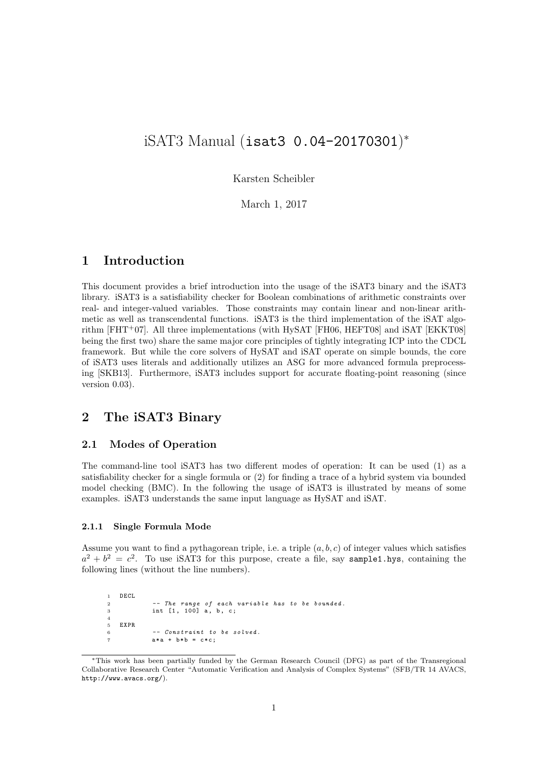# iSAT3 Manual (`isat3 0.04-20170301`)*

Karsten Scheibler

March 1, 2017

## 1 Introduction

This document provides a brief introduction into the usage of the iSAT3 binary and the iSAT3 library. iSAT3 is a satisfiability checker for Boolean combinations of arithmetic constraints over real- and integer-valued variables. Those constraints may contain linear and non-linear arithmetic as well as transcendental functions. iSAT3 is the third implementation of the iSAT algorithm [FHT+07]. All three implementations (with HySAT [FH06, HEFT08] and iSAT [EKKT08] being the first two) share the same major core principles of tightly integrating ICP into the CDCL framework. But while the core solvers of HySAT and iSAT operate on simple bounds, the core of iSAT3 uses literals and additionally utilizes an ASG for more advanced formula preprocessing [SKB13]. Furthermore, iSAT3 includes support for accurate floating-point reasoning (since version 0.03).

## 2 The iSAT3 Binary

### 2.1 Modes of Operation

The command-line tool iSAT3 has two different modes of operation: It can be used (1) as a satisfiability checker for a single formula or (2) for finding a trace of a hybrid system via bounded model checking (BMC). In the following the usage of iSAT3 is illustrated by means of some examples. iSAT3 understands the same input language as HySAT and iSAT.

#### 2.1.1 Single Formula Mode

Assume you want to find a pythagorean triple, i.e. a triple $(a, b, c)$ of integer values which satisfies $a^2 + b^2 = c^2$. To use iSAT3 for this purpose, create a file, say `sample1.hys`, containing the following lines (without the line numbers).

```
DECL
        -- The range of each variable has to be bounded.
        int [1, 100] a, b, c;

EXPR
        -- Constraint to be solved.
        a*a + b*b = c*c;
```

*This work has been partially funded by the German Research Council (DFG) as part of the Transregional Collaborative Research Center "Automatic Verification and Analysis of Complex Systems" (SFB/TR 14 AVACS, http://www.avacs.org/).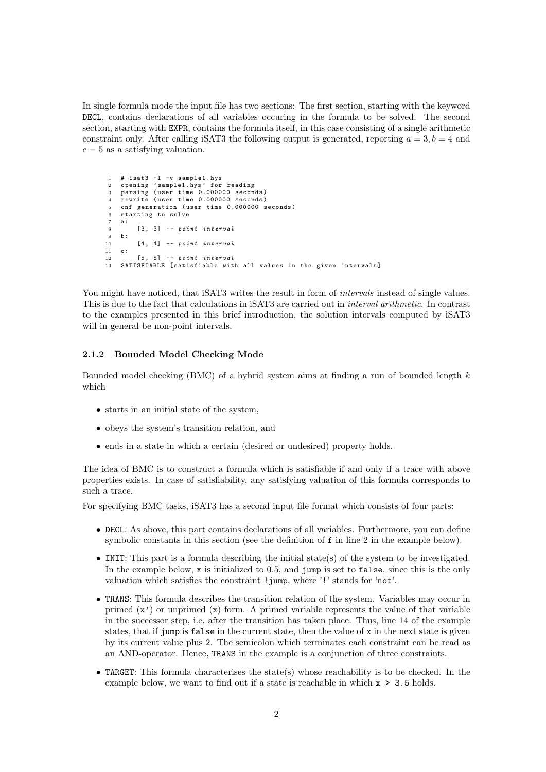In single formula mode the input file has two sections: The first section, starting with the keyword DECL, contains declarations of all variables occuring in the formula to be solved. The second section, starting with EXPR, contains the formula itself, in this case consisting of a single arithmetic constraint only. After calling iSAT3 the following output is generated, reporting $a = 3, b = 4$ and $c = 5$ as a satisfying valuation.

```
1  # isat3 -I -v sample1.hys
2  opening 'sample1.hys' for reading
3  parsing (user time 0.000000 seconds)
4  rewrite (user time 0.000000 seconds)
5  cnf generation (user time 0.000000 seconds)
6  starting to solve
7  a:
8      [3, 3] -- point interval
9  b:
10     [4, 4] -- point interval
11 c:
12     [5, 5] -- point interval
13 SATISFIABLE [satisfiable with all values in the given intervals]
```

You might have noticed, that iSAT3 writes the result in form of *intervals* instead of single values. This is due to the fact that calculations in iSAT3 are carried out in *interval arithmetic*. In contrast to the examples presented in this brief introduction, the solution intervals computed by iSAT3 will in general be non-point intervals.

### 2.1.2 Bounded Model Checking Mode

Bounded model checking (BMC) of a hybrid system aims at finding a run of bounded length $k$ which

- starts in an initial state of the system,
- obeys the system's transition relation, and
- ends in a state in which a certain (desired or undesired) property holds.

The idea of BMC is to construct a formula which is satisfiable if and only if a trace with above properties exists. In case of satisfiability, any satisfying valuation of this formula corresponds to such a trace.

For specifying BMC tasks, iSAT3 has a second input file format which consists of four parts:

- DECL: As above, this part contains declarations of all variables. Furthermore, you can define symbolic constants in this section (see the definition of f in line 2 in the example below).
- INIT: This part is a formula describing the initial state(s) of the system to be investigated. In the example below, x is initialized to 0.5, and jump is set to false, since this is the only valuation which satisfies the constraint !jump, where '!' stands for 'not'.
- TRANS: This formula describes the transition relation of the system. Variables may occur in primed (x') or unprimed (x) form. A primed variable represents the value of that variable in the successor step, i.e. after the transition has taken place. Thus, line 14 of the example states, that if jump is false in the current state, then the value of x in the next state is given by its current value plus 2. The semicolon which terminates each constraint can be read as an AND-operator. Hence, TRANS in the example is a conjunction of three constraints.
- TARGET: This formula characterises the state(s) whose reachability is to be checked. In the example below, we want to find out if a state is reachable in which x > 3.5 holds.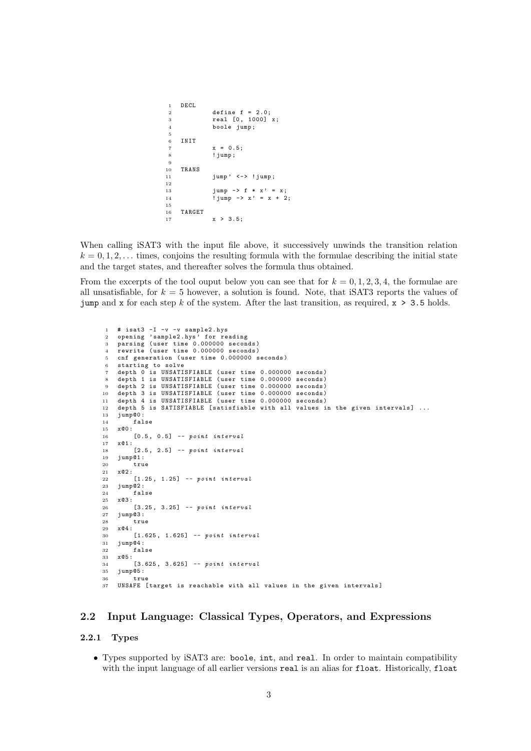```
DECL
        define f = 2.0;
        real [0, 1000] x;
        boole jump;

INIT
        x = 0.5;
        !jump;

TRANS
        jump' <-> !jump;

        jump -> f * x' = x;
        !jump -> x' = x + 2;

TARGET
        x > 3.5;
```

When calling iSAT3 with the input file above, it successively unwinds the transition relation $k = 0, 1, 2, \ldots$ times, conjoins the resulting formula with the formulae describing the initial state and the target states, and thereafter solves the formula thus obtained.

From the excerpts of the tool ouput below you can see that for $k = 0, 1, 2, 3, 4$, the formulae are all unsatisfiable, for $k = 5$ however, a solution is found. Note, that iSAT3 reports the values of `jump` and `x` for each step $k$ of the system. After the last transition, as required, `x > 3.5` holds.

```
# isat3 -I -v -v sample2.hys
opening 'sample2.hys' for reading
parsing (user time 0.000000 seconds)
rewrite (user time 0.000000 seconds)
cnf generation (user time 0.000000 seconds)
starting to solve
depth 0 is UNSATISFIABLE (user time 0.000000 seconds)
depth 1 is UNSATISFIABLE (user time 0.000000 seconds)
depth 2 is UNSATISFIABLE (user time 0.000000 seconds)
depth 3 is UNSATISFIABLE (user time 0.000000 seconds)
depth 4 is UNSATISFIABLE (user time 0.000000 seconds)
depth 5 is SATISFIABLE [satisfiable with all values in the given intervals] ...
jump@0:
    false
x@0:
    [0.5, 0.5] -- point interval
x@1:
    [2.5, 2.5] -- point interval
jump@1:
    true
x@2:
    [1.25, 1.25] -- point interval
jump@2:
    false
x@3:
    [3.25, 3.25] -- point interval
jump@3:
    true
x@4:
    [1.625, 1.625] -- point interval
jump@4:
    false
x@5:
    [3.625, 3.625] -- point interval
jump@5:
    true
UNSAFE [target is reachable with all values in the given intervals]
```

## 2.2 Input Language: Classical Types, Operators, and Expressions

### 2.2.1 Types

- Types supported by iSAT3 are: `boole`, `int`, and `real`. In order to maintain compatibility with the input language of all earlier versions `real` is an alias for `float`. Historically, `float`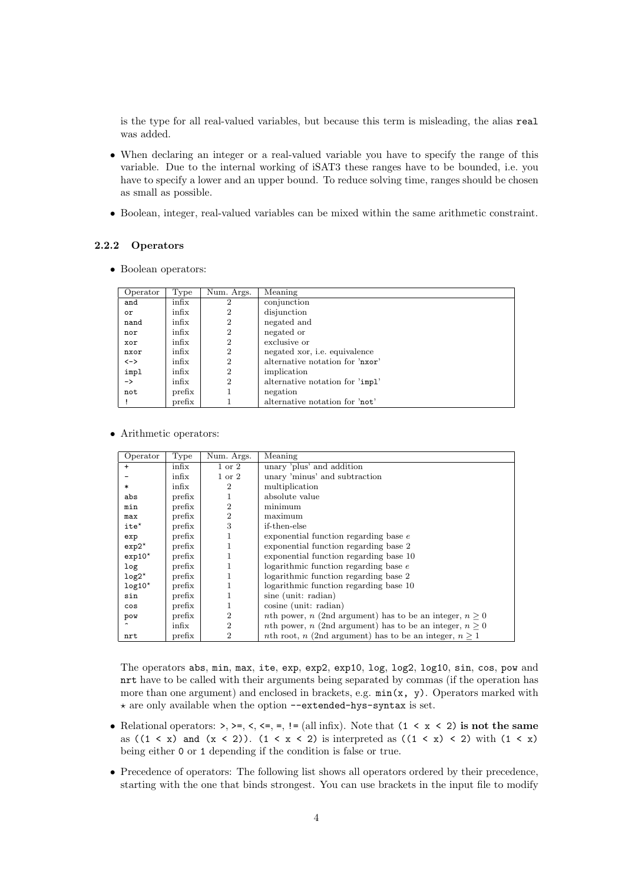is the type for all real-valued variables, but because this term is misleading, the alias `real` was added.

- When declaring an integer or a real-valued variable you have to specify the range of this variable. Due to the internal working of iSAT3 these ranges have to be bounded, i.e. you have to specify a lower and an upper bound. To reduce solving time, ranges should be chosen as small as possible.
- Boolean, integer, real-valued variables can be mixed within the same arithmetic constraint.

### 2.2.2 Operators

- Boolean operators:

| Operator | Type | Num. Args. | Meaning |
|---|---|---|---|
| `and` | infix | 2 | conjunction |
| `or` | infix | 2 | disjunction |
| `nand` | infix | 2 | negated and |
| `nor` | infix | 2 | negated or |
| `xor` | infix | 2 | exclusive or |
| `nxor` | infix | 2 | negated xor, i.e. equivalence |
| `<->` | infix | 2 | alternative notation for 'nxor' |
| `impl` | infix | 2 | implication |
| `->` | infix | 2 | alternative notation for 'impl' |
| `not` | prefix | 1 | negation |
| `!` | prefix | 1 | alternative notation for 'not' |

- Arithmetic operators:

| Operator | Type | Num. Args. | Meaning |
|---|---|---|---|
| `+` | infix | 1 or 2 | unary 'plus' and addition |
| `-` | infix | 1 or 2 | unary 'minus' and subtraction |
| `*` | infix | 2 | multiplication |
| `abs` | prefix | 1 | absolute value |
| `min` | prefix | 2 | minimum |
| `max` | prefix | 2 | maximum |
| `ite`$^\star$ | prefix | 3 | if-then-else |
| `exp` | prefix | 1 | exponential function regarding base $e$ |
| `exp2`$^\star$ | prefix | 1 | exponential function regarding base 2 |
| `exp10`$^\star$ | prefix | 1 | exponential function regarding base 10 |
| `log` | prefix | 1 | logarithmic function regarding base $e$ |
| `log2`$^\star$ | prefix | 1 | logarithmic function regarding base 2 |
| `log10`$^\star$ | prefix | 1 | logarithmic function regarding base 10 |
| `sin` | prefix | 1 | sine (unit: radian) |
| `cos` | prefix | 1 | cosine (unit: radian) |
| `pow` | prefix | 2 | $n$th power, $n$ (2nd argument) has to be an integer, $n \geq 0$ |
| `^` | infix | 2 | $n$th power, $n$ (2nd argument) has to be an integer, $n \geq 0$ |
| `nrt` | prefix | 2 | $n$th root, $n$ (2nd argument) has to be an integer, $n \geq 1$ |

The operators `abs`, `min`, `max`, `ite`, `exp`, `exp2`, `exp10`, `log`, `log2`, `log10`, `sin`, `cos`, `pow` and `nrt` have to be called with their arguments being separated by commas (if the operation has more than one argument) and enclosed in brackets, e.g. `min(x, y)`. Operators marked with $\star$ are only available when the option `--extended-hys-syntax` is set.

- Relational operators: `>`, `>=`, `<`, `<=`, `=`, `!=` (all infix). Note that `(1 < x < 2)` **is not the same** as `((1 < x) and (x < 2))`. `(1 < x < 2)` is interpreted as `((1 < x) < 2)` with `(1 < x)` being either `0` or `1` depending if the condition is false or true.
- Precedence of operators: The following list shows all operators ordered by their precedence, starting with the one that binds strongest. You can use brackets in the input file to modify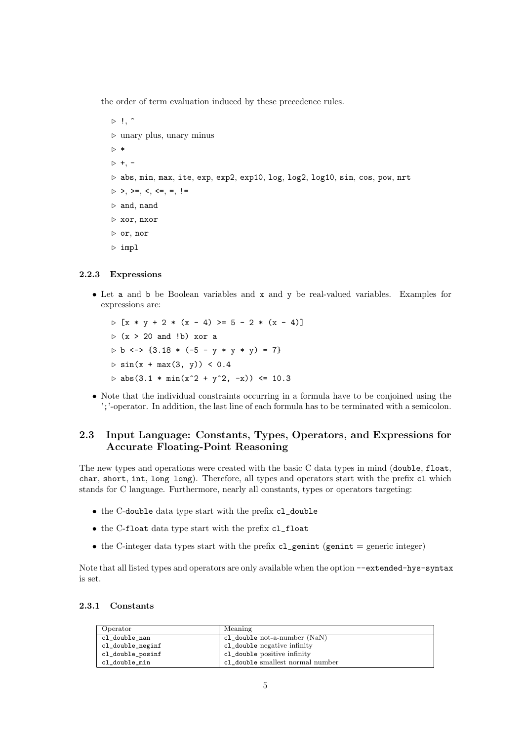the order of term evaluation induced by these precedence rules.

- ▷ `!`, `^`
- ▷ unary plus, unary minus
- ▷ `*`
- ▷ `+`, `-`
- ▷ `abs`, `min`, `max`, `ite`, `exp`, `exp2`, `exp10`, `log`, `log2`, `log10`, `sin`, `cos`, `pow`, `nrt`
- ▷ `>`, `>=`, `<`, `<=`, `=`, `!=`
- ▷ `and`, `nand`
- ▷ `xor`, `nxor`
- ▷ `or`, `nor`
- ▷ `impl`

#### 2.2.3 Expressions

- Let `a` and `b` be Boolean variables and `x` and `y` be real-valued variables. Examples for expressions are:
  - ▷ `[x * y + 2 * (x - 4) >= 5 - 2 * (x - 4)]`
  - ▷ `(x > 20 and !b) xor a`
  - ▷ `b <-> {3.18 * (-5 - y * y * y) = 7}`
  - ▷ `sin(x + max(3, y)) < 0.4`
  - ▷ `abs(3.1 * min(x^2 + y^2, -x)) <= 10.3`
- Note that the individual constraints occurring in a formula have to be conjoined using the '`;`'-operator. In addition, the last line of each formula has to be terminated with a semicolon.

### 2.3 Input Language: Constants, Types, Operators, and Expressions for Accurate Floating-Point Reasoning

The new types and operations were created with the basic C data types in mind (`double`, `float`, `char`, `short`, `int`, `long long`). Therefore, all types and operators start with the prefix `cl` which stands for C language. Furthermore, nearly all constants, types or operators targeting:

- the C-`double` data type start with the prefix `cl_double`
- the C-`float` data type start with the prefix `cl_float`
- the C-integer data types start with the prefix `cl_genint` (`genint` = generic integer)

Note that all listed types and operators are only available when the option `--extended-hys-syntax` is set.

#### 2.3.1 Constants

| Operator | Meaning |
|---|---|
| `cl_double_nan` | `cl_double` not-a-number (NaN) |
| `cl_double_neginf` | `cl_double` negative infinity |
| `cl_double_posinf` | `cl_double` positive infinity |
| `cl_double_min` | `cl_double` smallest normal number |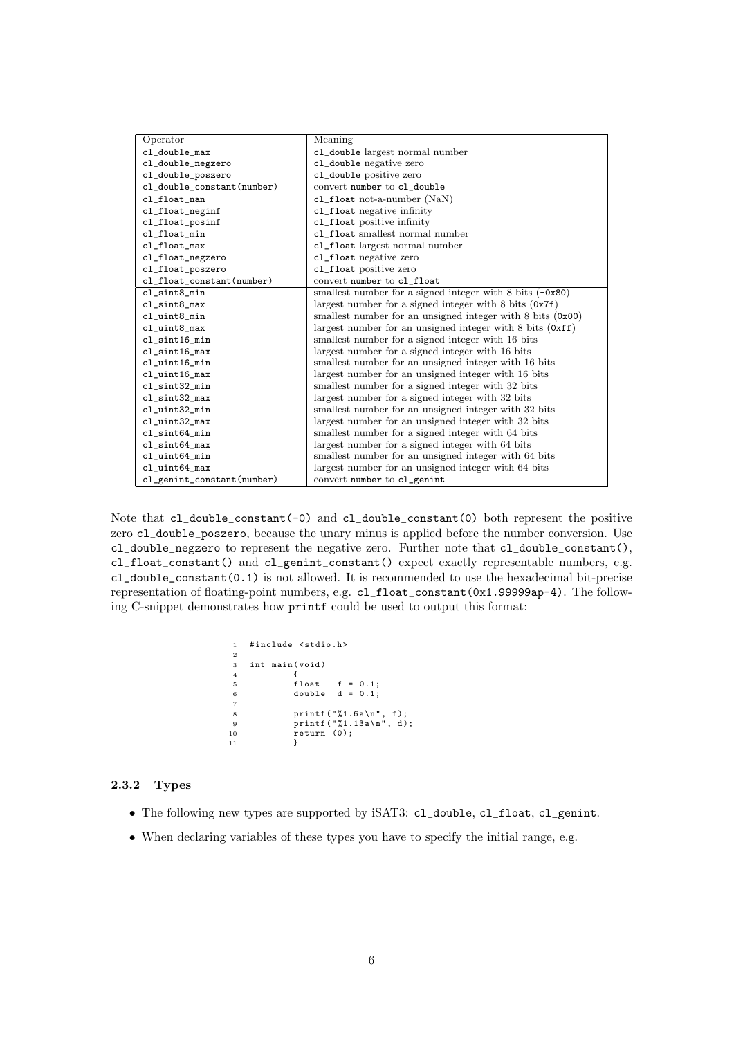| Operator | Meaning |
|---|---|
| `cl_double_max` | `cl_double` largest normal number |
| `cl_double_negzero` | `cl_double` negative zero |
| `cl_double_poszero` | `cl_double` positive zero |
| `cl_double_constant(number)` | convert `number` to `cl_double` |
| `cl_float_nan` | `cl_float` not-a-number (NaN) |
| `cl_float_neginf` | `cl_float` negative infinity |
| `cl_float_posinf` | `cl_float` positive infinity |
| `cl_float_min` | `cl_float` smallest normal number |
| `cl_float_max` | `cl_float` largest normal number |
| `cl_float_negzero` | `cl_float` negative zero |
| `cl_float_poszero` | `cl_float` positive zero |
| `cl_float_constant(number)` | convert `number` to `cl_float` |
| `cl_sint8_min` | smallest number for a signed integer with 8 bits (`-0x80`) |
| `cl_sint8_max` | largest number for a signed integer with 8 bits (`0x7f`) |
| `cl_uint8_min` | smallest number for an unsigned integer with 8 bits (`0x00`) |
| `cl_uint8_max` | largest number for an unsigned integer with 8 bits (`0xff`) |
| `cl_sint16_min` | smallest number for a signed integer with 16 bits |
| `cl_sint16_max` | largest number for a signed integer with 16 bits |
| `cl_uint16_min` | smallest number for an unsigned integer with 16 bits |
| `cl_uint16_max` | largest number for an unsigned integer with 16 bits |
| `cl_sint32_min` | smallest number for a signed integer with 32 bits |
| `cl_sint32_max` | largest number for a signed integer with 32 bits |
| `cl_uint32_min` | smallest number for an unsigned integer with 32 bits |
| `cl_uint32_max` | largest number for an unsigned integer with 32 bits |
| `cl_sint64_min` | smallest number for a signed integer with 64 bits |
| `cl_sint64_max` | largest number for a signed integer with 64 bits |
| `cl_uint64_min` | smallest number for an unsigned integer with 64 bits |
| `cl_uint64_max` | largest number for an unsigned integer with 64 bits |
| `cl_genint_constant(number)` | convert `number` to `cl_genint` |

Note that `cl_double_constant(-0)` and `cl_double_constant(0)` both represent the positive zero `cl_double_poszero`, because the unary minus is applied before the number conversion. Use `cl_double_negzero` to represent the negative zero. Further note that `cl_double_constant()`, `cl_float_constant()` and `cl_genint_constant()` expect exactly representable numbers, e.g. `cl_double_constant(0.1)` is not allowed. It is recommended to use the hexadecimal bit-precise representation of floating-point numbers, e.g. `cl_float_constant(0x1.99999ap-4)`. The following C-snippet demonstrates how `printf` could be used to output this format:

```c
#include <stdio.h>

int main(void)
        {
        float   f = 0.1;
        double  d = 0.1;

        printf("%1.6a\n", f);
        printf("%1.13a\n", d);
        return (0);
        }
```

### 2.3.2 Types

- The following new types are supported by iSAT3: `cl_double`, `cl_float`, `cl_genint`.
- When declaring variables of these types you have to specify the initial range, e.g.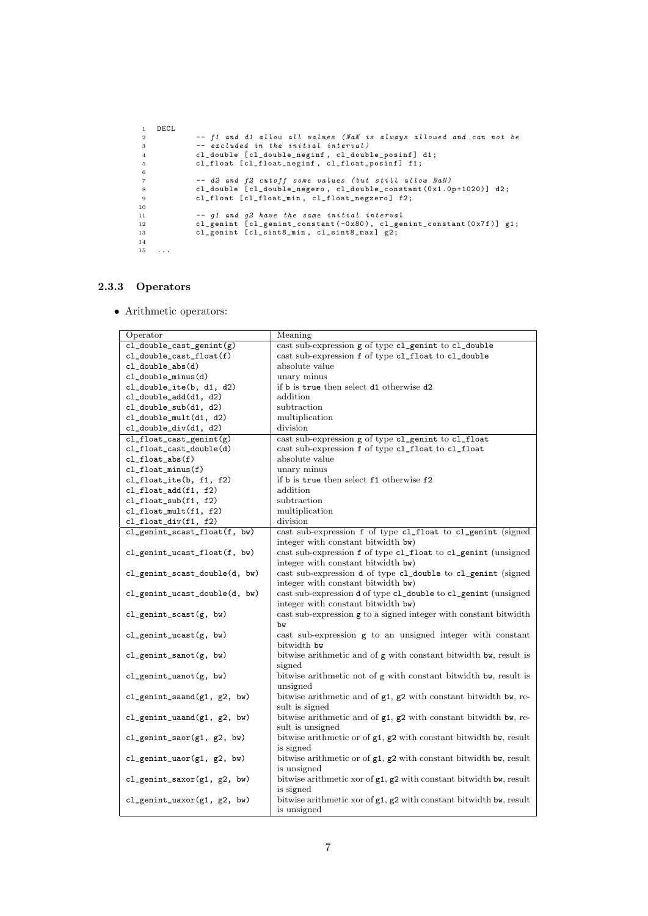```
DECL
        -- f1 and d1 allow all values (NaN is always allowed and can not be
        -- excluded in the initial interval)
        cl_double [cl_double_neginf, cl_double_posinf] d1;
        cl_float [cl_float_neginf, cl_float_posinf] f1;

        -- d2 and f2 cutoff some values (but still allow NaN)
        cl_double [cl_double_negero, cl_double_constant(0x1.0p+1020)] d2;
        cl_float [cl_float_min, cl_float_negzero] f2;

        -- g1 and g2 have the same initial interval
        cl_genint [cl_genint_constant(-0x80), cl_genint_constant(0x7f)] g1;
        cl_genint [cl_sint8_min, cl_sint8_max] g2;

...
```

### 2.3.3 Operators

- Arithmetic operators:

| Operator | Meaning |
|---|---|
| `cl_double_cast_genint(g)` | cast sub-expression `g` of type `cl_genint` to `cl_double` |
| `cl_double_cast_float(f)` | cast sub-expression `f` of type `cl_float` to `cl_double` |
| `cl_double_abs(d)` | absolute value |
| `cl_double_minus(d)` | unary minus |
| `cl_double_ite(b, d1, d2)` | if `b` is `true` then select `d1` otherwise `d2` |
| `cl_double_add(d1, d2)` | addition |
| `cl_double_sub(d1, d2)` | subtraction |
| `cl_double_mult(d1, d2)` | multiplication |
| `cl_double_div(d1, d2)` | division |
| `cl_float_cast_genint(g)` | cast sub-expression `g` of type `cl_genint` to `cl_float` |
| `cl_float_cast_double(d)` | cast sub-expression `f` of type `cl_float` to `cl_float` |
| `cl_float_abs(f)` | absolute value |
| `cl_float_minus(f)` | unary minus |
| `cl_float_ite(b, f1, f2)` | if `b` is `true` then select `f1` otherwise `f2` |
| `cl_float_add(f1, f2)` | addition |
| `cl_float_sub(f1, f2)` | subtraction |
| `cl_float_mult(f1, f2)` | multiplication |
| `cl_float_div(f1, f2)` | division |
| `cl_genint_scast_float(f, bw)` | cast sub-expression `f` of type `cl_float` to `cl_genint` (signed integer with constant bitwidth `bw`) |
| `cl_genint_ucast_float(f, bw)` | cast sub-expression `f` of type `cl_float` to `cl_genint` (unsigned integer with constant bitwidth `bw`) |
| `cl_genint_scast_double(d, bw)` | cast sub-expression `d` of type `cl_double` to `cl_genint` (signed integer with constant bitwidth `bw`) |
| `cl_genint_ucast_double(d, bw)` | cast sub-expression `d` of type `cl_double` to `cl_genint` (unsigned integer with constant bitwidth `bw`) |
| `cl_genint_scast(g, bw)` | cast sub-expression `g` to a signed integer with constant bitwidth `bw` |
| `cl_genint_ucast(g, bw)` | cast sub-expression `g` to an unsigned integer with constant bitwidth `bw` |
| `cl_genint_sanot(g, bw)` | bitwise arithmetic and of `g` with constant bitwidth `bw`, result is signed |
| `cl_genint_uanot(g, bw)` | bitwise arithmetic not of `g` with constant bitwidth `bw`, result is unsigned |
| `cl_genint_saand(g1, g2, bw)` | bitwise arithmetic and of `g1`, `g2` with constant bitwidth `bw`, result is signed |
| `cl_genint_uaand(g1, g2, bw)` | bitwise arithmetic and of `g1`, `g2` with constant bitwidth `bw`, result is unsigned |
| `cl_genint_saor(g1, g2, bw)` | bitwise arithmetic or of `g1`, `g2` with constant bitwidth `bw`, result is signed |
| `cl_genint_uaor(g1, g2, bw)` | bitwise arithmetic or of `g1`, `g2` with constant bitwidth `bw`, result is unsigned |
| `cl_genint_saxor(g1, g2, bw)` | bitwise arithmetic xor of `g1`, `g2` with constant bitwidth `bw`, result is signed |
| `cl_genint_uaxor(g1, g2, bw)` | bitwise arithmetic xor of `g1`, `g2` with constant bitwidth `bw`, result is unsigned |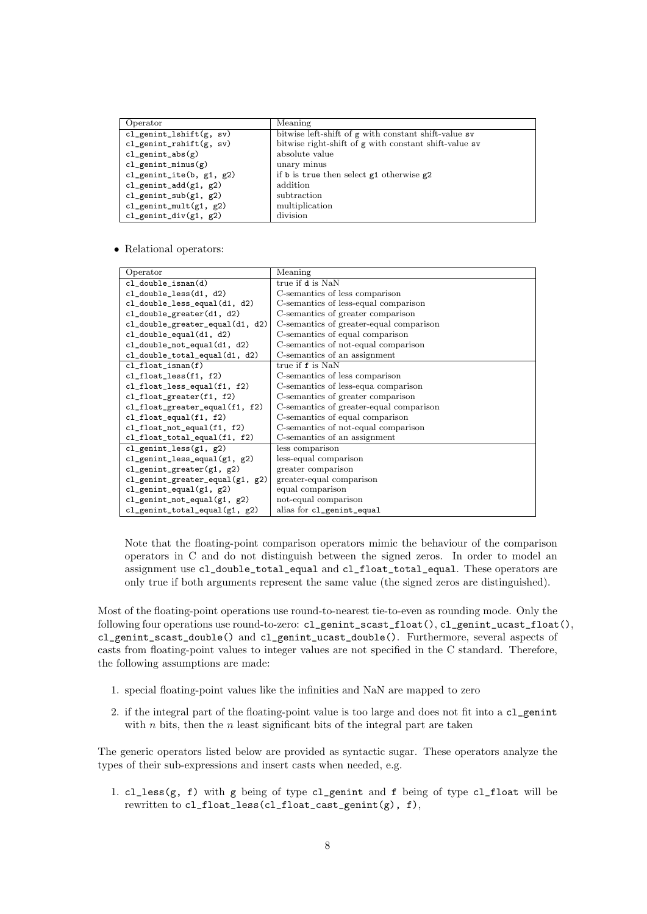| Operator | Meaning |
|---|---|
| `cl_genint_lshift(g, sv)` | bitwise left-shift of `g` with constant shift-value `sv` |
| `cl_genint_rshift(g, sv)` | bitwise right-shift of `g` with constant shift-value `sv` |
| `cl_genint_abs(g)` | absolute value |
| `cl_genint_minus(g)` | unary minus |
| `cl_genint_ite(b, g1, g2)` | if `b` is `true` then select `g1` otherwise `g2` |
| `cl_genint_add(g1, g2)` | addition |
| `cl_genint_sub(g1, g2)` | subtraction |
| `cl_genint_mult(g1, g2)` | multiplication |
| `cl_genint_div(g1, g2)` | division |

- Relational operators:

| Operator | Meaning |
|---|---|
| `cl_double_isnan(d)` | true if `d` is NaN |
| `cl_double_less(d1, d2)` | C-semantics of less comparison |
| `cl_double_less_equal(d1, d2)` | C-semantics of less-equal comparison |
| `cl_double_greater(d1, d2)` | C-semantics of greater comparison |
| `cl_double_greater_equal(d1, d2)` | C-semantics of greater-equal comparison |
| `cl_double_equal(d1, d2)` | C-semantics of equal comparison |
| `cl_double_not_equal(d1, d2)` | C-semantics of not-equal comparison |
| `cl_double_total_equal(d1, d2)` | C-semantics of an assignment |
| `cl_float_isnan(f)` | true if `f` is NaN |
| `cl_float_less(f1, f2)` | C-semantics of less comparison |
| `cl_float_less_equal(f1, f2)` | C-semantics of less-equa comparison |
| `cl_float_greater(f1, f2)` | C-semantics of greater comparison |
| `cl_float_greater_equal(f1, f2)` | C-semantics of greater-equal comparison |
| `cl_float_equal(f1, f2)` | C-semantics of equal comparison |
| `cl_float_not_equal(f1, f2)` | C-semantics of not-equal comparison |
| `cl_float_total_equal(f1, f2)` | C-semantics of an assignment |
| `cl_genint_less(g1, g2)` | less comparison |
| `cl_genint_less_equal(g1, g2)` | less-equal comparison |
| `cl_genint_greater(g1, g2)` | greater comparison |
| `cl_genint_greater_equal(g1, g2)` | greater-equal comparison |
| `cl_genint_equal(g1, g2)` | equal comparison |
| `cl_genint_not_equal(g1, g2)` | not-equal comparison |
| `cl_genint_total_equal(g1, g2)` | alias for `cl_genint_equal` |

Note that the floating-point comparison operators mimic the behaviour of the comparison operators in C and do not distinguish between the signed zeros. In order to model an assignment use `cl_double_total_equal` and `cl_float_total_equal`. These operators are only true if both arguments represent the same value (the signed zeros are distinguished).

Most of the floating-point operations use round-to-nearest tie-to-even as rounding mode. Only the following four operations use round-to-zero: `cl_genint_scast_float()`, `cl_genint_ucast_float()`, `cl_genint_scast_double()` and `cl_genint_ucast_double()`. Furthermore, several aspects of casts from floating-point values to integer values are not specified in the C standard. Therefore, the following assumptions are made:

1. special floating-point values like the infinities and NaN are mapped to zero
2. if the integral part of the floating-point value is too large and does not fit into a `cl_genint` with $n$ bits, then the $n$ least significant bits of the integral part are taken

The generic operators listed below are provided as syntactic sugar. These operators analyze the types of their sub-expressions and insert casts when needed, e.g.

1. `cl_less(g, f)` with `g` being of type `cl_genint` and `f` being of type `cl_float` will be rewritten to `cl_float_less(cl_float_cast_genint(g), f)`,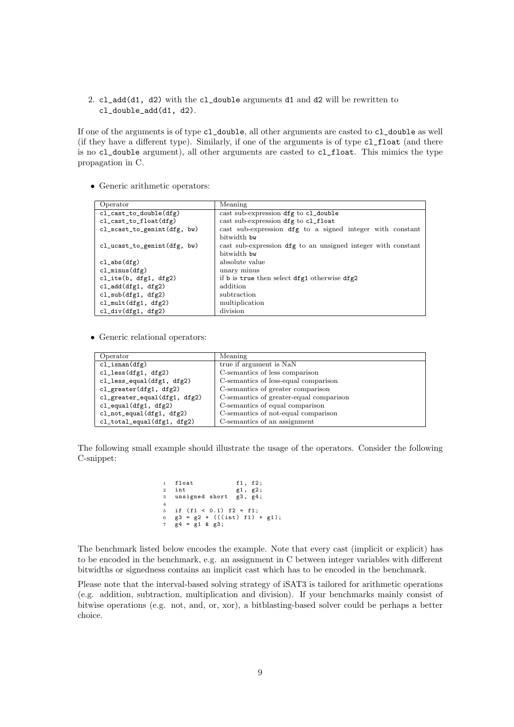2. `cl_add(d1, d2)` with the `cl_double` arguments `d1` and `d2` will be rewritten to `cl_double_add(d1, d2)`.

If one of the arguments is of type `cl_double`, all other arguments are casted to `cl_double` as well (if they have a different type). Similarly, if one of the arguments is of type `cl_float` (and there is no `cl_double` argument), all other arguments are casted to `cl_float`. This mimics the type propagation in C.

- Generic arithmetic operators:

| Operator | Meaning |
|---|---|
| `cl_cast_to_double(dfg)` | cast sub-expression `dfg` to `cl_double` |
| `cl_cast_to_float(dfg)` | cast sub-expression `dfg` to `cl_float` |
| `cl_scast_to_genint(dfg, bw)` | cast sub-expression `dfg` to a signed integer with constant bitwidth `bw` |
| `cl_ucast_to_genint(dfg, bw)` | cast sub-expression `dfg` to an unsigned integer with constant bitwidth `bw` |
| `cl_abs(dfg)` | absolute value |
| `cl_minus(dfg)` | unary minus |
| `cl_ite(b, dfg1, dfg2)` | if `b` is `true` then select `dfg1` otherwise `dfg2` |
| `cl_add(dfg1, dfg2)` | addition |
| `cl_sub(dfg1, dfg2)` | subtraction |
| `cl_mult(dfg1, dfg2)` | multiplication |
| `cl_div(dfg1, dfg2)` | division |

- Generic relational operators:

| Operator | Meaning |
|---|---|
| `cl_isnan(dfg)` | true if argument is NaN |
| `cl_less(dfg1, dfg2)` | C-semantics of less comparison |
| `cl_less_equal(dfg1, dfg2)` | C-semantics of less-equal comparison |
| `cl_greater(dfg1, dfg2)` | C-semantics of greater comparison |
| `cl_greater_equal(dfg1, dfg2)` | C-semantics of greater-equal comparison |
| `cl_equal(dfg1, dfg2)` | C-semantics of equal comparison |
| `cl_not_equal(dfg1, dfg2)` | C-semantics of not-equal comparison |
| `cl_total_equal(dfg1, dfg2)` | C-semantics of an assignment |

The following small example should illustrate the usage of the operators. Consider the following C-snippet:

```
1  float           f1, f2;
2  int             g1, g2;
3  unsigned short  g3, g4;
4
5  if (f1 < 0.1) f2 = f1;
6  g3 = g2 + (((int) f1) + g1);
7  g4 = g1 & g3;
```

The benchmark listed below encodes the example. Note that every cast (implicit or explicit) has to be encoded in the benchmark, e.g. an assignment in C between integer variables with different bitwidths or signedness contains an implicit cast which has to be encoded in the benchmark.

Please note that the interval-based solving strategy of iSAT3 is tailored for arithmetic operations (e.g. addition, subtraction, multiplication and division). If your benchmarks mainly consist of bitwise operations (e.g. not, and, or, xor), a bitblasting-based solver could be perhaps a better choice.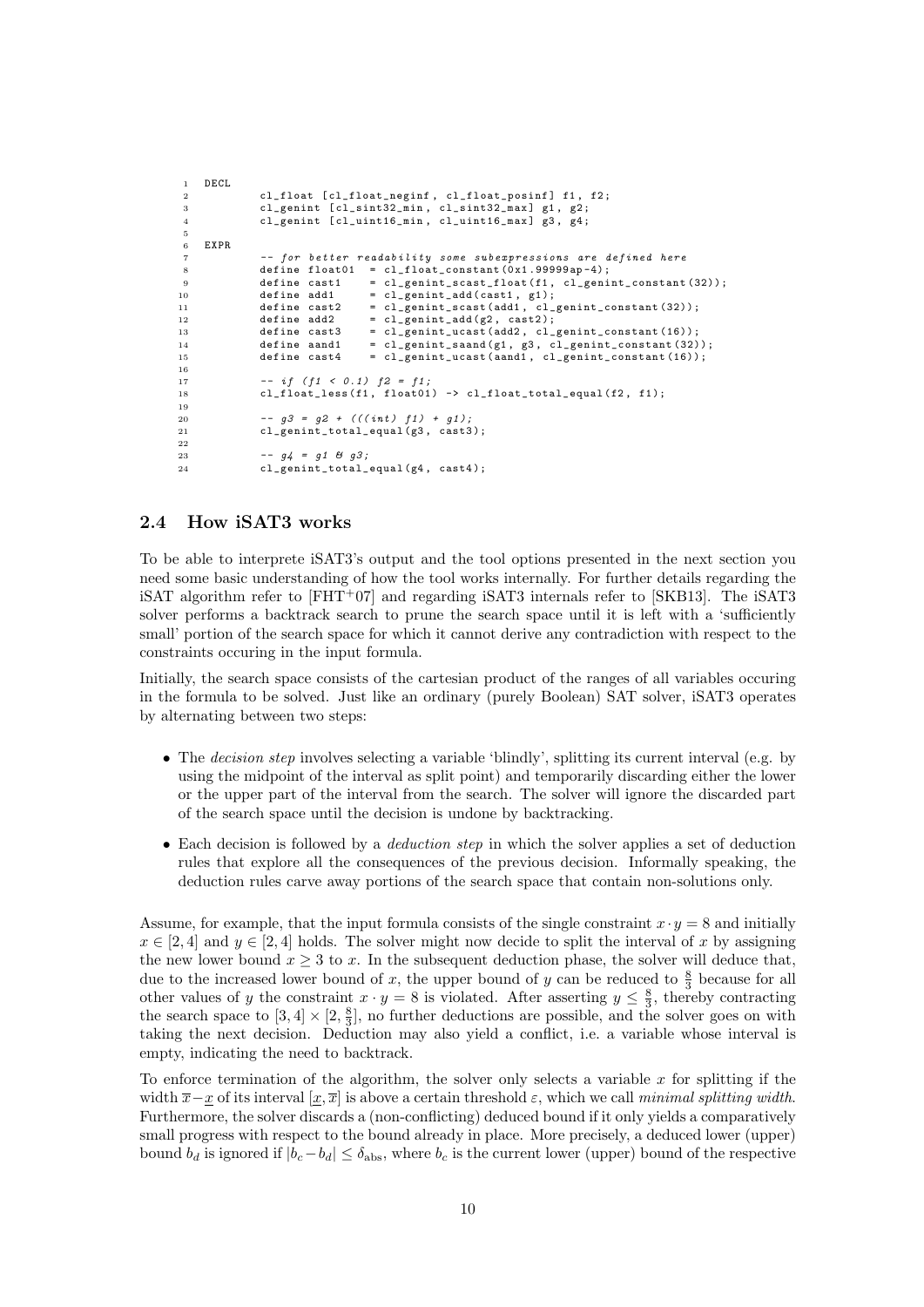```
DECL
        cl_float [cl_float_neginf, cl_float_posinf] f1, f2;
        cl_genint [cl_sint32_min, cl_sint32_max] g1, g2;
        cl_genint [cl_uint16_min, cl_uint16_max] g3, g4;

EXPR
        -- for better readability some subexpressions are defined here
        define float01  = cl_float_constant(0x1.99999ap-4);
        define cast1    = cl_genint_scast_float(f1, cl_genint_constant(32));
        define add1     = cl_genint_add(cast1, g1);
        define cast2    = cl_genint_scast(add1, cl_genint_constant(32));
        define add2     = cl_genint_add(g2, cast2);
        define cast3    = cl_genint_ucast(add2, cl_genint_constant(16));
        define aand1    = cl_genint_saand(g1, g3, cl_genint_constant(32));
        define cast4    = cl_genint_ucast(aand1, cl_genint_constant(16));

        -- if (f1 < 0.1) f2 = f1;
        cl_float_less(f1, float01) -> cl_float_total_equal(f2, f1);

        -- g3 = g2 + (((int) f1) + g1);
        cl_genint_total_equal(g3, cast3);

        -- g4 = g1 & g3;
        cl_genint_total_equal(g4, cast4);
```

## 2.4 How iSAT3 works

To be able to interprete iSAT3's output and the tool options presented in the next section you need some basic understanding of how the tool works internally. For further details regarding the iSAT algorithm refer to [FHT+07] and regarding iSAT3 internals refer to [SKB13]. The iSAT3 solver performs a backtrack search to prune the search space until it is left with a 'sufficiently small' portion of the search space for which it cannot derive any contradiction with respect to the constraints occuring in the input formula.

Initially, the search space consists of the cartesian product of the ranges of all variables occuring in the formula to be solved. Just like an ordinary (purely Boolean) SAT solver, iSAT3 operates by alternating between two steps:

- The *decision step* involves selecting a variable 'blindly', splitting its current interval (e.g. by using the midpoint of the interval as split point) and temporarily discarding either the lower or the upper part of the interval from the search. The solver will ignore the discarded part of the search space until the decision is undone by backtracking.
- Each decision is followed by a *deduction step* in which the solver applies a set of deduction rules that explore all the consequences of the previous decision. Informally speaking, the deduction rules carve away portions of the search space that contain non-solutions only.

Assume, for example, that the input formula consists of the single constraint $x \cdot y = 8$ and initially $x \in [2, 4]$ and $y \in [2, 4]$ holds. The solver might now decide to split the interval of $x$ by assigning the new lower bound $x \geq 3$ to $x$. In the subsequent deduction phase, the solver will deduce that, due to the increased lower bound of $x$, the upper bound of $y$ can be reduced to $\frac{8}{3}$ because for all other values of $y$ the constraint $x \cdot y = 8$ is violated. After asserting $y \leq \frac{8}{3}$, thereby contracting the search space to $[3, 4] \times [2, \frac{8}{3}]$, no further deductions are possible, and the solver goes on with taking the next decision. Deduction may also yield a conflict, i.e. a variable whose interval is empty, indicating the need to backtrack.

To enforce termination of the algorithm, the solver only selects a variable $x$ for splitting if the width $\overline{x} - \underline{x}$ of its interval $[\underline{x}, \overline{x}]$ is above a certain threshold $\varepsilon$, which we call *minimal splitting width*. Furthermore, the solver discards a (non-conflicting) deduced bound if it only yields a comparatively small progress with respect to the bound already in place. More precisely, a deduced lower (upper) bound $b_d$ is ignored if $|b_c - b_d| \leq \delta_{\text{abs}}$, where $b_c$ is the current lower (upper) bound of the respective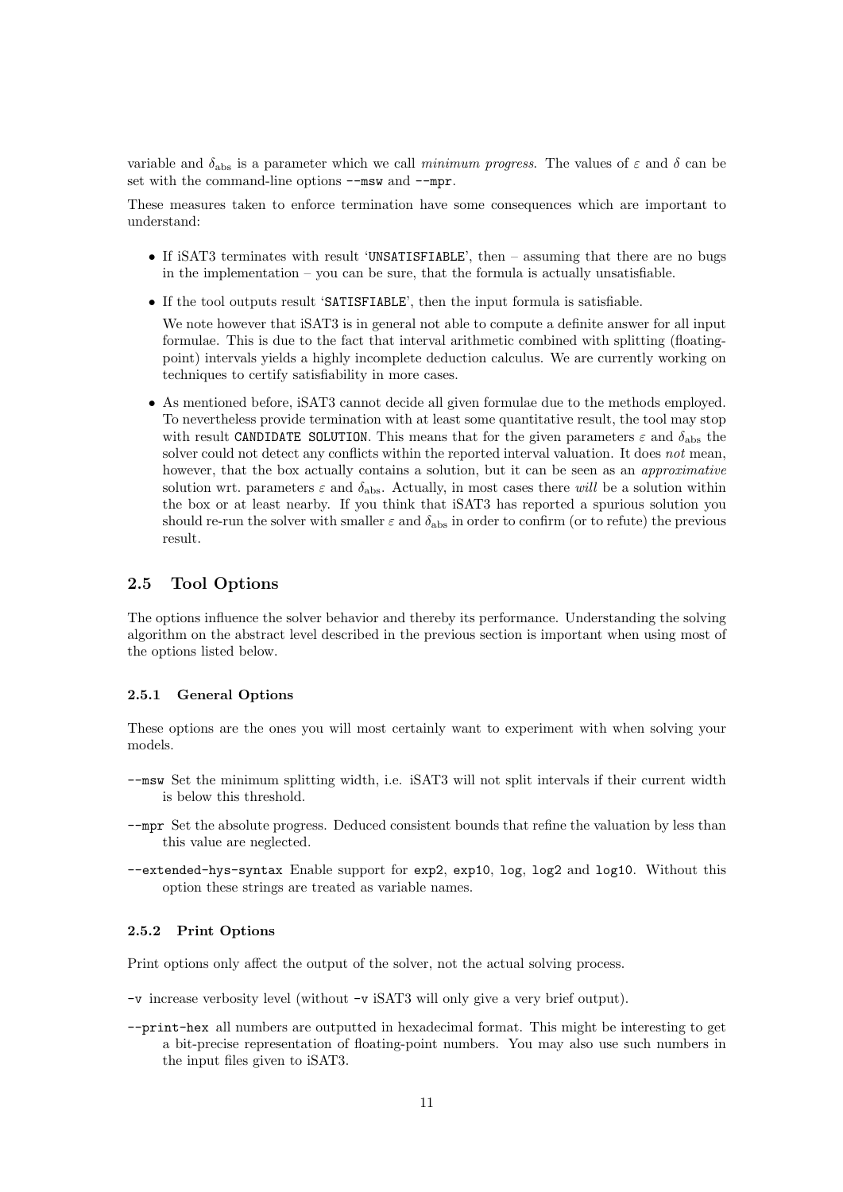variable and $\delta_{abs}$ is a parameter which we call *minimum progress*. The values of $\varepsilon$ and $\delta$ can be set with the command-line options `--msw` and `--mpr`.

These measures taken to enforce termination have some consequences which are important to understand:

- If iSAT3 terminates with result '`UNSATISFIABLE`', then – assuming that there are no bugs in the implementation – you can be sure, that the formula is actually unsatisfiable.
- If the tool outputs result '`SATISFIABLE`', then the input formula is satisfiable.

  We note however that iSAT3 is in general not able to compute a definite answer for all input formulae. This is due to the fact that interval arithmetic combined with splitting (floating-point) intervals yields a highly incomplete deduction calculus. We are currently working on techniques to certify satisfiability in more cases.
- As mentioned before, iSAT3 cannot decide all given formulae due to the methods employed. To nevertheless provide termination with at least some quantitative result, the tool may stop with result `CANDIDATE SOLUTION`. This means that for the given parameters $\varepsilon$ and $\delta_{abs}$ the solver could not detect any conflicts within the reported interval valuation. It does *not* mean, however, that the box actually contains a solution, but it can be seen as an *approximative* solution wrt. parameters $\varepsilon$ and $\delta_{abs}$. Actually, in most cases there *will* be a solution within the box or at least nearby. If you think that iSAT3 has reported a spurious solution you should re-run the solver with smaller $\varepsilon$ and $\delta_{abs}$ in order to confirm (or to refute) the previous result.

## 2.5 Tool Options

The options influence the solver behavior and thereby its performance. Understanding the solving algorithm on the abstract level described in the previous section is important when using most of the options listed below.

### 2.5.1 General Options

These options are the ones you will most certainly want to experiment with when solving your models.

`--msw` Set the minimum splitting width, i.e. iSAT3 will not split intervals if their current width is below this threshold.

`--mpr` Set the absolute progress. Deduced consistent bounds that refine the valuation by less than this value are neglected.

`--extended-hys-syntax` Enable support for `exp2`, `exp10`, `log`, `log2` and `log10`. Without this option these strings are treated as variable names.

### 2.5.2 Print Options

Print options only affect the output of the solver, not the actual solving process.

`-v` increase verbosity level (without `-v` iSAT3 will only give a very brief output).

`--print-hex` all numbers are outputted in hexadecimal format. This might be interesting to get a bit-precise representation of floating-point numbers. You may also use such numbers in the input files given to iSAT3.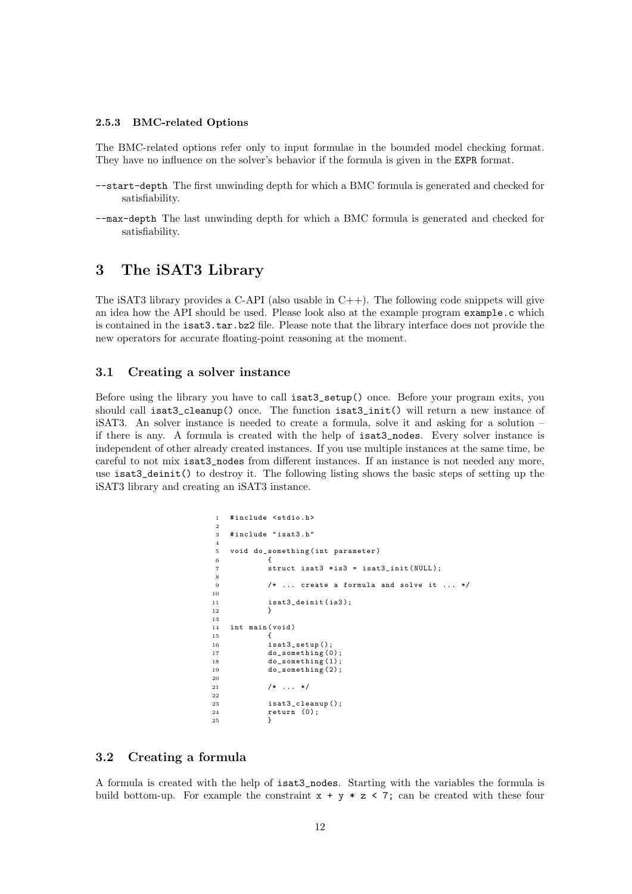#### 2.5.3 BMC-related Options

The BMC-related options refer only to input formulae in the bounded model checking format. They have no influence on the solver's behavior if the formula is given in the EXPR format.

--start-depth The first unwinding depth for which a BMC formula is generated and checked for satisfiability.

--max-depth The last unwinding depth for which a BMC formula is generated and checked for satisfiability.

# 3 The iSAT3 Library

The iSAT3 library provides a C-API (also usable in C++). The following code snippets will give an idea how the API should be used. Please look also at the example program example.c which is contained in the isat3.tar.bz2 file. Please note that the library interface does not provide the new operators for accurate floating-point reasoning at the moment.

## 3.1 Creating a solver instance

Before using the library you have to call isat3_setup() once. Before your program exits, you should call isat3_cleanup() once. The function isat3_init() will return a new instance of iSAT3. An solver instance is needed to create a formula, solve it and asking for a solution – if there is any. A formula is created with the help of isat3_nodes. Every solver instance is independent of other already created instances. If you use multiple instances at the same time, be careful to not mix isat3_nodes from different instances. If an instance is not needed any more, use isat3_deinit() to destroy it. The following listing shows the basic steps of setting up the iSAT3 library and creating an iSAT3 instance.

```
1  #include <stdio.h>
2
3  #include "isat3.h"
4
5  void do_something(int parameter)
6          {
7          struct isat3 *is3 = isat3_init(NULL);
8
9          /* ... create a formula and solve it ... */
10
11         isat3_deinit(is3);
12         }
13
14 int main(void)
15         {
16         isat3_setup();
17         do_something(0);
18         do_something(1);
19         do_something(2);
20
21         /* ... */
22
23         isat3_cleanup();
24         return (0);
25         }
```

## 3.2 Creating a formula

A formula is created with the help of isat3_nodes. Starting with the variables the formula is build bottom-up. For example the constraint x + y * z < 7; can be created with these four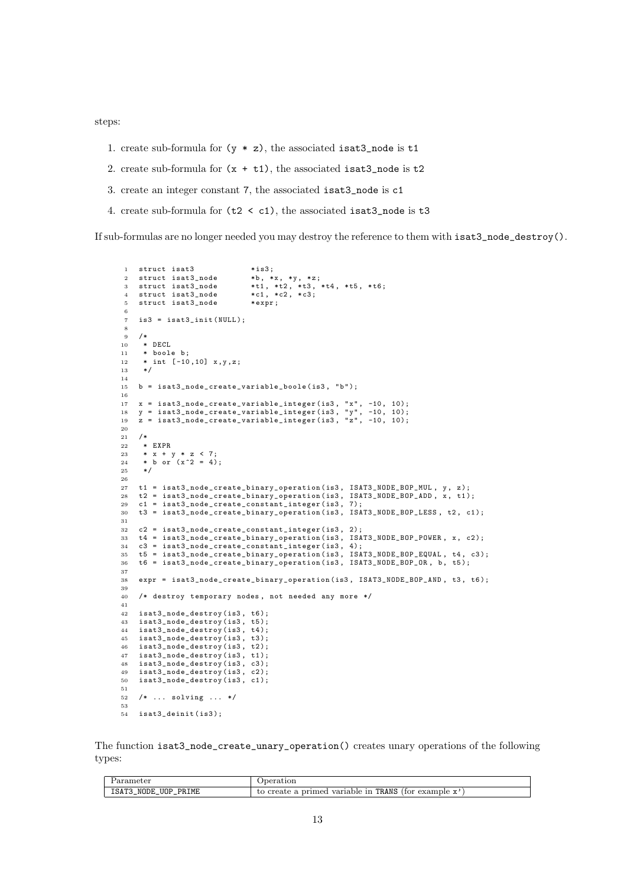steps:

1. create sub-formula for `(y * z)`, the associated `isat3_node` is `t1`
2. create sub-formula for `(x + t1)`, the associated `isat3_node` is `t2`
3. create an integer constant `7`, the associated `isat3_node` is `c1`
4. create sub-formula for `(t2 < c1)`, the associated `isat3_node` is `t3`

If sub-formulas are no longer needed you may destroy the reference to them with `isat3_node_destroy()`.

```
1  struct isat3            *is3;
2  struct isat3_node       *b, *x, *y, *z;
3  struct isat3_node       *t1, *t2, *t3, *t4, *t5, *t6;
4  struct isat3_node       *c1, *c2, *c3;
5  struct isat3_node       *expr;
6
7  is3 = isat3_init(NULL);
8
9  /*
10  * DECL
11  * boole b;
12  * int [-10,10] x,y,z;
13  */
14
15 b = isat3_node_create_variable_boole(is3, "b");
16
17 x = isat3_node_create_variable_integer(is3, "x", -10, 10);
18 y = isat3_node_create_variable_integer(is3, "y", -10, 10);
19 z = isat3_node_create_variable_integer(is3, "z", -10, 10);
20
21 /*
22  * EXPR
23  * x + y * z < 7;
24  * b or (x^2 = 4);
25  */
26
27 t1 = isat3_node_create_binary_operation(is3, ISAT3_NODE_BOP_MUL, y, z);
28 t2 = isat3_node_create_binary_operation(is3, ISAT3_NODE_BOP_ADD, x, t1);
29 c1 = isat3_node_create_constant_integer(is3, 7);
30 t3 = isat3_node_create_binary_operation(is3, ISAT3_NODE_BOP_LESS, t2, c1);
31
32 c2 = isat3_node_create_constant_integer(is3, 2);
33 t4 = isat3_node_create_binary_operation(is3, ISAT3_NODE_BOP_POWER, x, c2);
34 c3 = isat3_node_create_constant_integer(is3, 4);
35 t5 = isat3_node_create_binary_operation(is3, ISAT3_NODE_BOP_EQUAL, t4, c3);
36 t6 = isat3_node_create_binary_operation(is3, ISAT3_NODE_BOP_OR, b, t5);
37
38 expr = isat3_node_create_binary_operation(is3, ISAT3_NODE_BOP_AND, t3, t6);
39
40 /* destroy temporary nodes, not needed any more */
41
42 isat3_node_destroy(is3, t6);
43 isat3_node_destroy(is3, t5);
44 isat3_node_destroy(is3, t4);
45 isat3_node_destroy(is3, t3);
46 isat3_node_destroy(is3, t2);
47 isat3_node_destroy(is3, t1);
48 isat3_node_destroy(is3, c3);
49 isat3_node_destroy(is3, c2);
50 isat3_node_destroy(is3, c1);
51
52 /* ... solving ... */
53
54 isat3_deinit(is3);
```

The function `isat3_node_create_unary_operation()` creates unary operations of the following types:

| Parameter | Operation |
|---|---|
| `ISAT3_NODE_UOP_PRIME` | to create a primed variable in `TRANS` (for example `x'`) |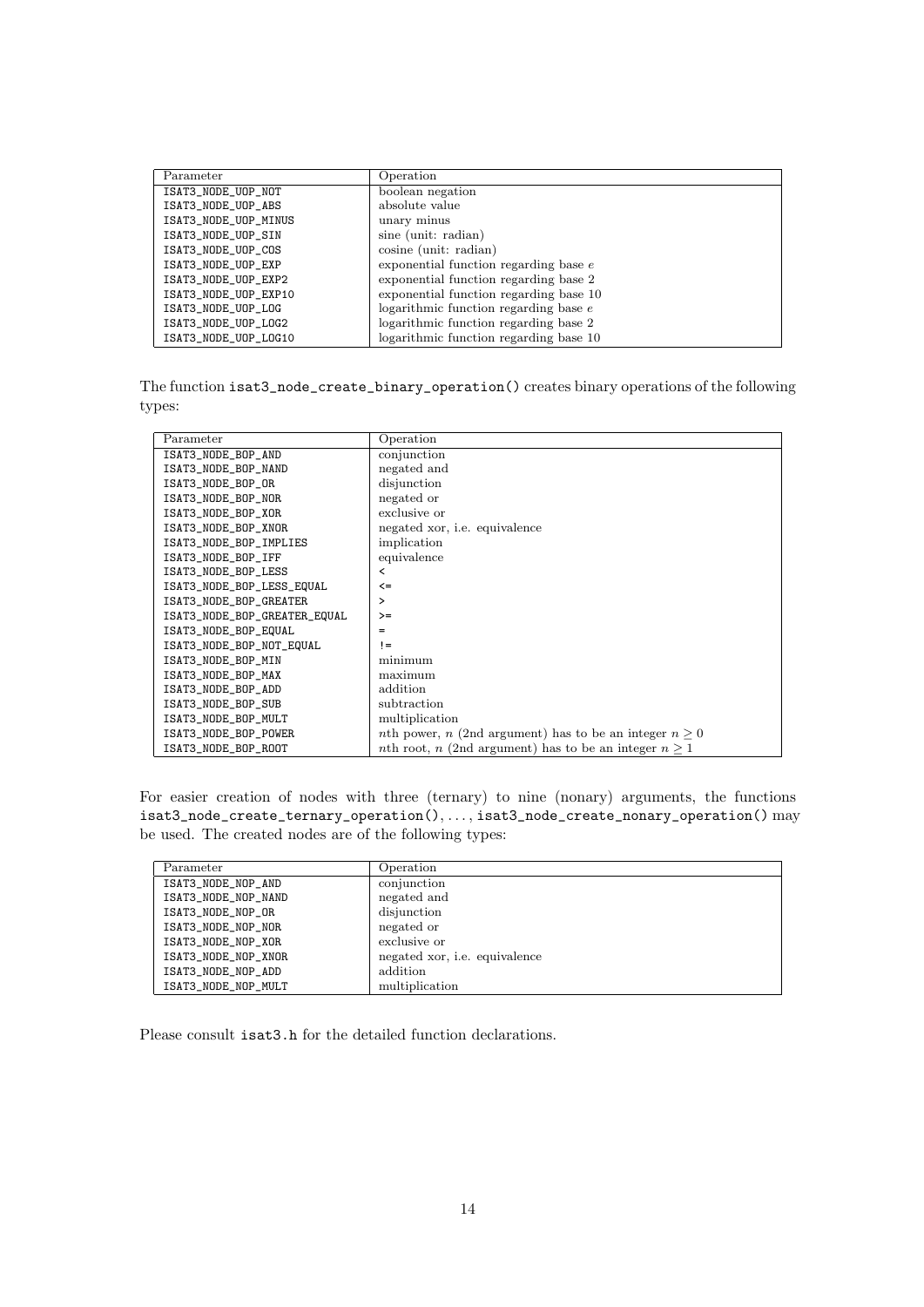| Parameter | Operation |
|---|---|
| ISAT3_NODE_UOP_NOT | boolean negation |
| ISAT3_NODE_UOP_ABS | absolute value |
| ISAT3_NODE_UOP_MINUS | unary minus |
| ISAT3_NODE_UOP_SIN | sine (unit: radian) |
| ISAT3_NODE_UOP_COS | cosine (unit: radian) |
| ISAT3_NODE_UOP_EXP | exponential function regarding base $e$ |
| ISAT3_NODE_UOP_EXP2 | exponential function regarding base 2 |
| ISAT3_NODE_UOP_EXP10 | exponential function regarding base 10 |
| ISAT3_NODE_UOP_LOG | logarithmic function regarding base $e$ |
| ISAT3_NODE_UOP_LOG2 | logarithmic function regarding base 2 |
| ISAT3_NODE_UOP_LOG10 | logarithmic function regarding base 10 |

The function `isat3_node_create_binary_operation()` creates binary operations of the following types:

| Parameter | Operation |
|---|---|
| ISAT3_NODE_BOP_AND | conjunction |
| ISAT3_NODE_BOP_NAND | negated and |
| ISAT3_NODE_BOP_OR | disjunction |
| ISAT3_NODE_BOP_NOR | negated or |
| ISAT3_NODE_BOP_XOR | exclusive or |
| ISAT3_NODE_BOP_XNOR | negated xor, i.e. equivalence |
| ISAT3_NODE_BOP_IMPLIES | implication |
| ISAT3_NODE_BOP_IFF | equivalence |
| ISAT3_NODE_BOP_LESS | `<` |
| ISAT3_NODE_BOP_LESS_EQUAL | `<=` |
| ISAT3_NODE_BOP_GREATER | `>` |
| ISAT3_NODE_BOP_GREATER_EQUAL | `>=` |
| ISAT3_NODE_BOP_EQUAL | `=` |
| ISAT3_NODE_BOP_NOT_EQUAL | `!=` |
| ISAT3_NODE_BOP_MIN | minimum |
| ISAT3_NODE_BOP_MAX | maximum |
| ISAT3_NODE_BOP_ADD | addition |
| ISAT3_NODE_BOP_SUB | subtraction |
| ISAT3_NODE_BOP_MULT | multiplication |
| ISAT3_NODE_BOP_POWER | $n$th power, $n$ (2nd argument) has to be an integer $n \geq 0$ |
| ISAT3_NODE_BOP_ROOT | $n$th root, $n$ (2nd argument) has to be an integer $n \geq 1$ |

For easier creation of nodes with three (ternary) to nine (nonary) arguments, the functions `isat3_node_create_ternary_operation()`, ..., `isat3_node_create_nonary_operation()` may be used. The created nodes are of the following types:

| Parameter | Operation |
|---|---|
| ISAT3_NODE_NOP_AND | conjunction |
| ISAT3_NODE_NOP_NAND | negated and |
| ISAT3_NODE_NOP_OR | disjunction |
| ISAT3_NODE_NOP_NOR | negated or |
| ISAT3_NODE_NOP_XOR | exclusive or |
| ISAT3_NODE_NOP_XNOR | negated xor, i.e. equivalence |
| ISAT3_NODE_NOP_ADD | addition |
| ISAT3_NODE_NOP_MULT | multiplication |

Please consult `isat3.h` for the detailed function declarations.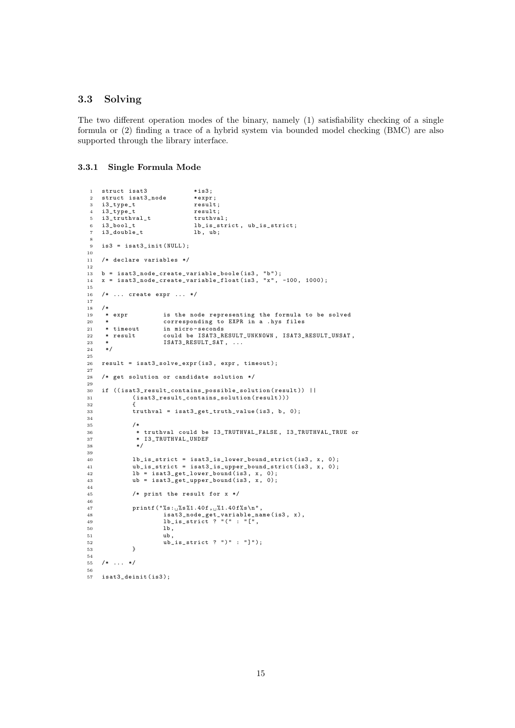## 3.3 Solving

The two different operation modes of the binary, namely (1) satisfiability checking of a single formula or (2) finding a trace of a hybrid system via bounded model checking (BMC) are also supported through the library interface.

### 3.3.1 Single Formula Mode

```
struct isat3            *is3;
struct isat3_node       *expr;
i3_type_t               result;
i3_type_t               result;
i3_truthval_t           truthval;
i3_bool_t               lb_is_strict, ub_is_strict;
i3_double_t             lb, ub;

is3 = isat3_init(NULL);

/* declare variables */

b = isat3_node_create_variable_boole(is3, "b");
x = isat3_node_create_variable_float(is3, "x", -100, 1000);

/* ... create expr ... */

/*
 * expr          is the node representing the formula to be solved
 *               corresponding to EXPR in a .hys files
 * timeout       in micro-seconds
 * result        could be ISAT3_RESULT_UNKNOWN, ISAT3_RESULT_UNSAT,
 *               ISAT3_RESULT_SAT, ...
 */

result = isat3_solve_expr(is3, expr, timeout);

/* get solution or candidate solution */

if ((isat3_result_contains_possible_solution(result)) ||
        (isat3_result_contains_solution(result)))
        {
        truthval = isat3_get_truth_value(is3, b, 0);

        /*
         * truthval could be I3_TRUTHVAL_FALSE, I3_TRUTHVAL_TRUE or
         * I3_TRUTHVAL_UNDEF
         */

        lb_is_strict = isat3_is_lower_bound_strict(is3, x, 0);
        ub_is_strict = isat3_is_upper_bound_strict(is3, x, 0);
        lb = isat3_get_lower_bound(is3, x, 0);
        ub = isat3_get_upper_bound(is3, x, 0);

        /* print the result for x */

        printf("%s: %s%1.40f, %1.40f%s\n",
                isat3_node_get_variable_name(is3, x),
                lb_is_strict ? "(" : "[",
                lb,
                ub,
                ub_is_strict ? ")" : "]");
        }

/* ... */

isat3_deinit(is3);
```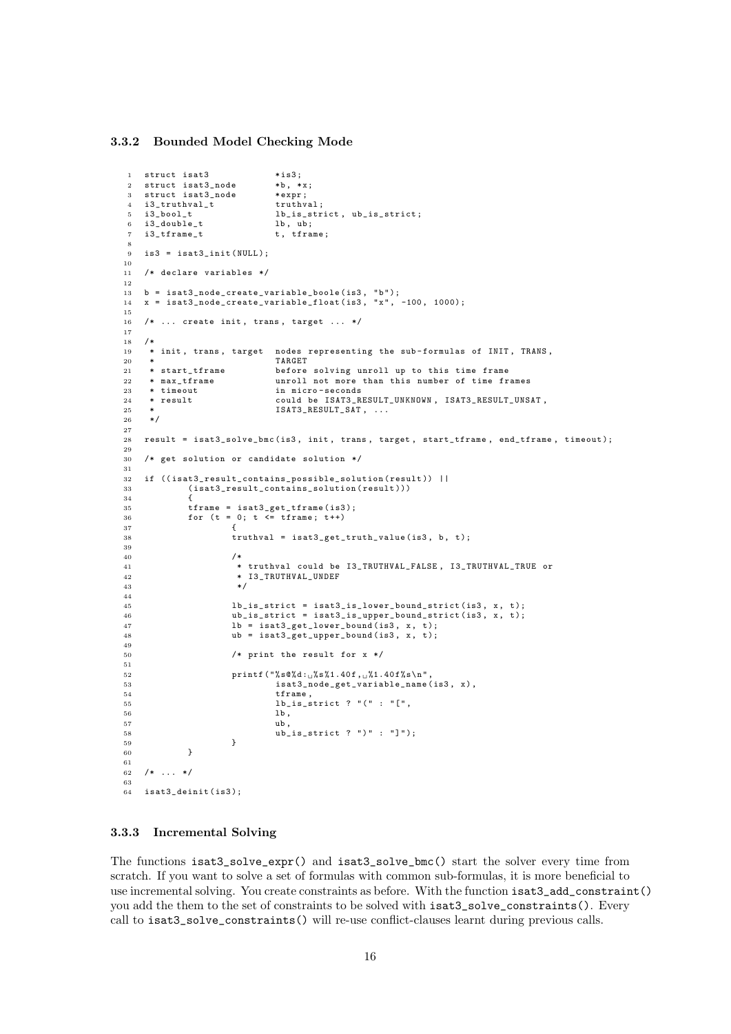### 3.3.2 Bounded Model Checking Mode

```
struct isat3            *is3;
struct isat3_node       *b, *x;
struct isat3_node       *expr;
i3_truthval_t           truthval;
i3_bool_t               lb_is_strict, ub_is_strict;
i3_double_t             lb, ub;
i3_tframe_t             t, tframe;

is3 = isat3_init(NULL);

/* declare variables */

b = isat3_node_create_variable_boole(is3, "b");
x = isat3_node_create_variable_float(is3, "x", -100, 1000);

/* ... create init, trans, target ... */

/*
 * init, trans, target  nodes representing the sub-formulas of INIT, TRANS,
 *                      TARGET
 * start_tframe         before solving unroll up to this time frame
 * max_tframe           unroll not more than this number of time frames
 * timeout              in micro-seconds
 * result               could be ISAT3_RESULT_UNKNOWN, ISAT3_RESULT_UNSAT,
 *                      ISAT3_RESULT_SAT, ...
 */

result = isat3_solve_bmc(is3, init, trans, target, start_tframe, end_tframe, timeout);

/* get solution or candidate solution */

if ((isat3_result_contains_possible_solution(result)) ||
        (isat3_result_contains_solution(result)))
        {
        tframe = isat3_get_tframe(is3);
        for (t = 0; t <= tframe; t++)
                {
                truthval = isat3_get_truth_value(is3, b, t);

                /*
                 * truthval could be I3_TRUTHVAL_FALSE, I3_TRUTHVAL_TRUE or
                 * I3_TRUTHVAL_UNDEF
                 */

                lb_is_strict = isat3_is_lower_bound_strict(is3, x, t);
                ub_is_strict = isat3_is_upper_bound_strict(is3, x, t);
                lb = isat3_get_lower_bound(is3, x, t);
                ub = isat3_get_upper_bound(is3, x, t);

                /* print the result for x */

                printf("%s@%d: %s%1.40f, %1.40f%s\n",
                        isat3_node_get_variable_name(is3, x),
                        tframe,
                        lb_is_strict ? "(" : "[",
                        lb,
                        ub,
                        ub_is_strict ? ")" : "]");
                }
        }

/* ... */

isat3_deinit(is3);
```

### 3.3.3 Incremental Solving

The functions `isat3_solve_expr()` and `isat3_solve_bmc()` start the solver every time from scratch. If you want to solve a set of formulas with common sub-formulas, it is more beneficial to use incremental solving. You create constraints as before. With the function `isat3_add_constraint()` you add the them to the set of constraints to be solved with `isat3_solve_constraints()`. Every call to `isat3_solve_constraints()` will re-use conflict-clauses learnt during previous calls.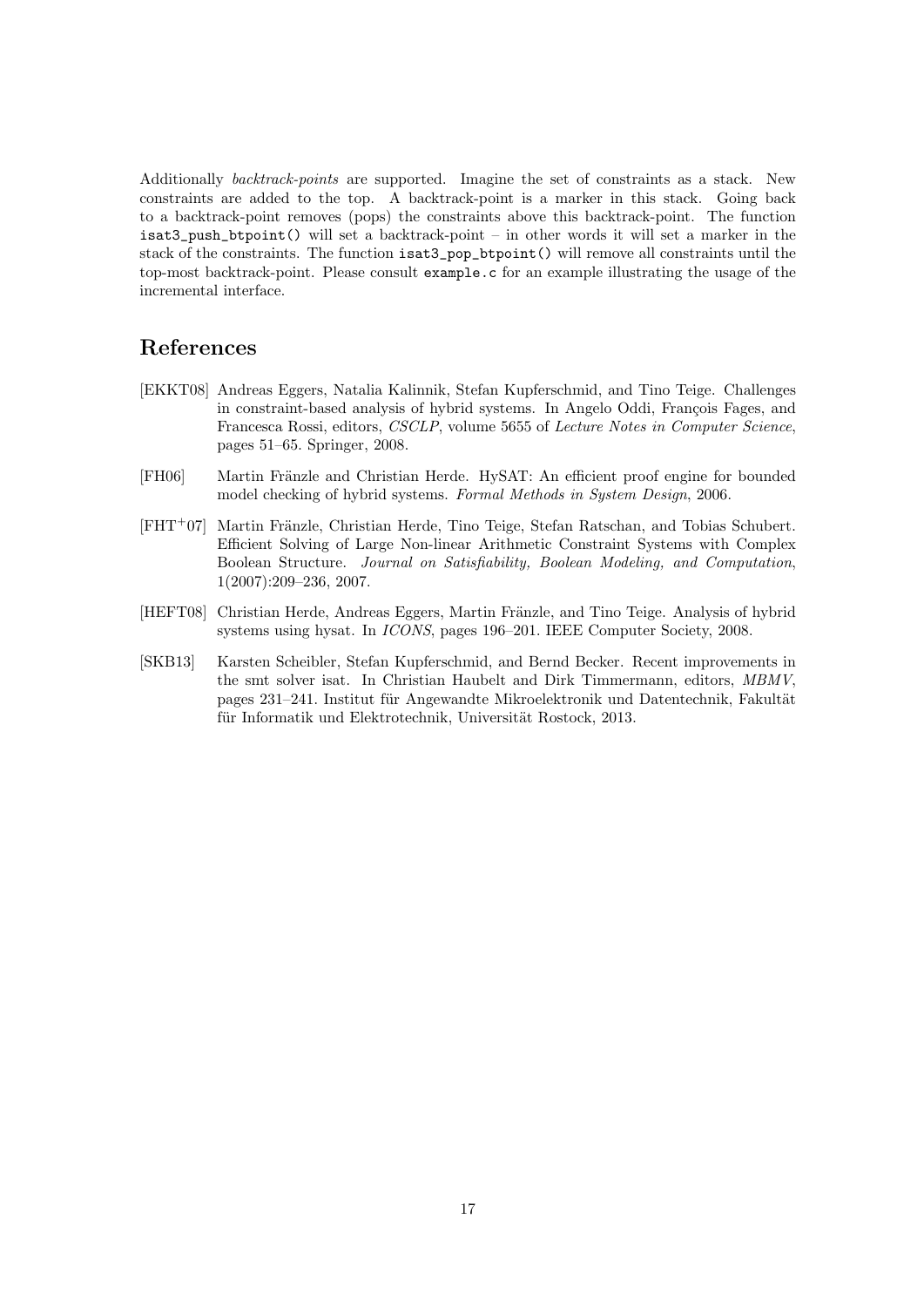Additionally *backtrack-points* are supported. Imagine the set of constraints as a stack. New constraints are added to the top. A backtrack-point is a marker in this stack. Going back to a backtrack-point removes (pops) the constraints above this backtrack-point. The function `isat3_push_btpoint()` will set a backtrack-point – in other words it will set a marker in the stack of the constraints. The function `isat3_pop_btpoint()` will remove all constraints until the top-most backtrack-point. Please consult `example.c` for an example illustrating the usage of the incremental interface.

## References

[EKKT08] Andreas Eggers, Natalia Kalinnik, Stefan Kupferschmid, and Tino Teige. Challenges in constraint-based analysis of hybrid systems. In Angelo Oddi, François Fages, and Francesca Rossi, editors, *CSCLP*, volume 5655 of *Lecture Notes in Computer Science*, pages 51–65. Springer, 2008.

[FH06] Martin Fränzle and Christian Herde. HySAT: An efficient proof engine for bounded model checking of hybrid systems. *Formal Methods in System Design*, 2006.

[FHT+07] Martin Fränzle, Christian Herde, Tino Teige, Stefan Ratschan, and Tobias Schubert. Efficient Solving of Large Non-linear Arithmetic Constraint Systems with Complex Boolean Structure. *Journal on Satisfiability, Boolean Modeling, and Computation*, 1(2007):209–236, 2007.

[HEFT08] Christian Herde, Andreas Eggers, Martin Fränzle, and Tino Teige. Analysis of hybrid systems using hysat. In *ICONS*, pages 196–201. IEEE Computer Society, 2008.

[SKB13] Karsten Scheibler, Stefan Kupferschmid, and Bernd Becker. Recent improvements in the smt solver isat. In Christian Haubelt and Dirk Timmermann, editors, *MBMV*, pages 231–241. Institut für Angewandte Mikroelektronik und Datentechnik, Fakultät für Informatik und Elektrotechnik, Universität Rostock, 2013.